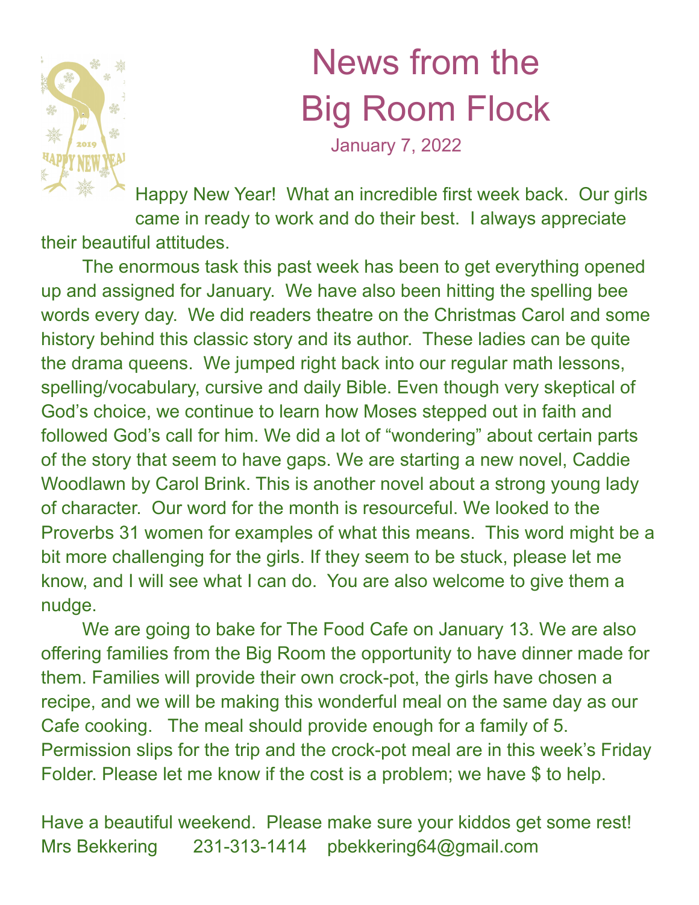# News from the Big Room Flock

January 7, 2022

Happy New Year! What an incredible first week back. Our girls came in ready to work and do their best. I always appreciate their beautiful attitudes.

The enormous task this past week has been to get everything opened up and assigned for January. We have also been hitting the spelling bee words every day. We did readers theatre on the Christmas Carol and some history behind this classic story and its author. These ladies can be quite the drama queens. We jumped right back into our regular math lessons, spelling/vocabulary, cursive and daily Bible. Even though very skeptical of God's choice, we continue to learn how Moses stepped out in faith and followed God's call for him. We did a lot of "wondering" about certain parts of the story that seem to have gaps. We are starting a new novel, Caddie Woodlawn by Carol Brink. This is another novel about a strong young lady of character. Our word for the month is resourceful. We looked to the Proverbs 31 women for examples of what this means. This word might be a bit more challenging for the girls. If they seem to be stuck, please let me know, and I will see what I can do. You are also welcome to give them a nudge.

We are going to bake for The Food Cafe on January 13. We are also offering families from the Big Room the opportunity to have dinner made for them. Families will provide their own crock-pot, the girls have chosen a recipe, and we will be making this wonderful meal on the same day as our Cafe cooking. The meal should provide enough for a family of 5. Permission slips for the trip and the crock-pot meal are in this week's Friday Folder. Please let me know if the cost is a problem; we have $ to help.

Have a beautiful weekend. Please make sure your kiddos get some rest!

Mrs Bekkering 231-313-1414 pbekkering64@gmail.com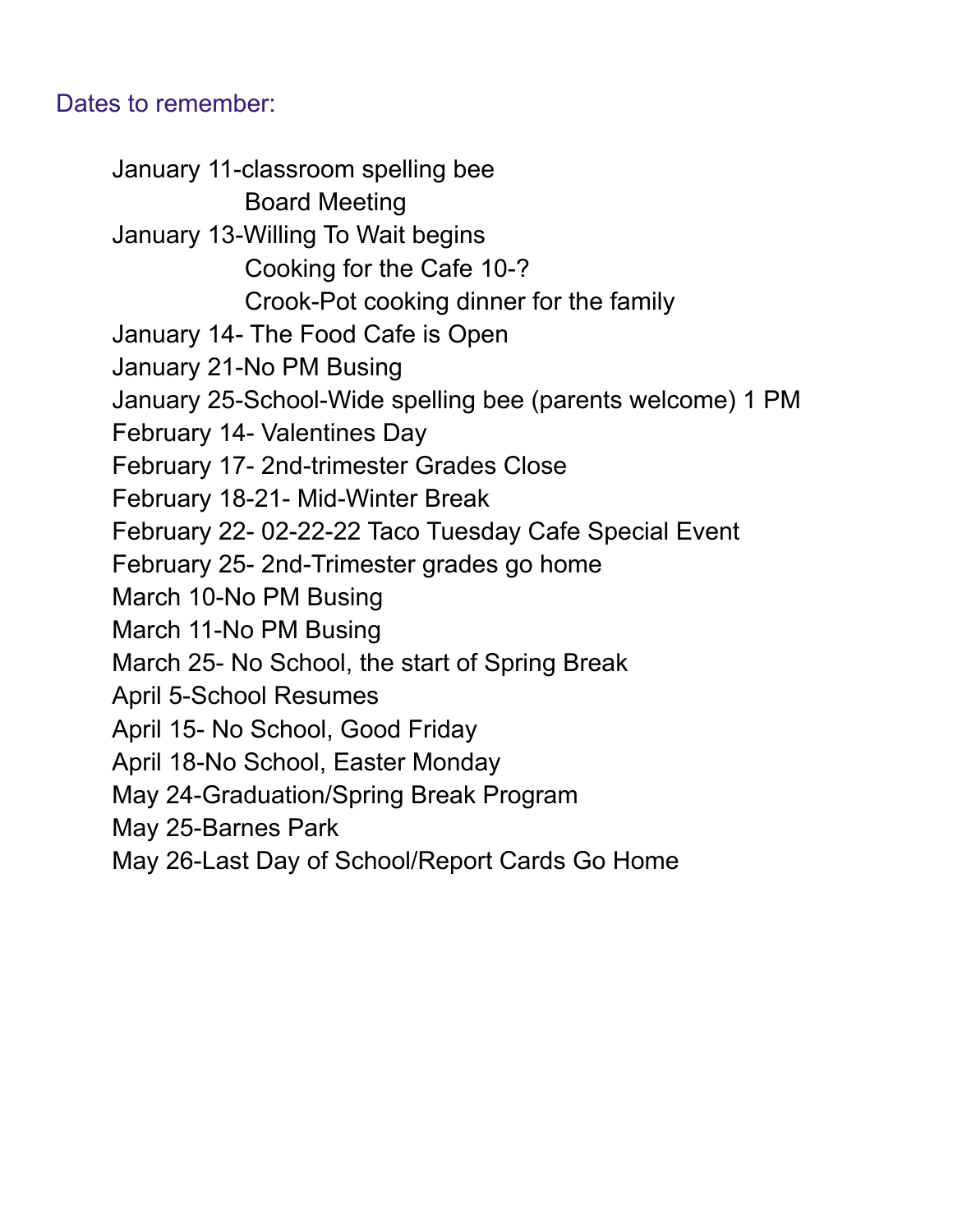Dates to remember:

January 11-classroom spelling bee
Board Meeting
January 13-Willing To Wait begins
Cooking for the Cafe 10-?
Crook-Pot cooking dinner for the family
January 14- The Food Cafe is Open
January 21-No PM Busing
January 25-School-Wide spelling bee (parents welcome) 1 PM
February 14- Valentines Day
February 17- 2nd-trimester Grades Close
February 18-21- Mid-Winter Break
February 22- 02-22-22 Taco Tuesday Cafe Special Event
February 25- 2nd-Trimester grades go home
March 10-No PM Busing
March 11-No PM Busing
March 25- No School, the start of Spring Break
April 5-School Resumes
April 15- No School, Good Friday
April 18-No School, Easter Monday
May 24-Graduation/Spring Break Program
May 25-Barnes Park
May 26-Last Day of School/Report Cards Go Home